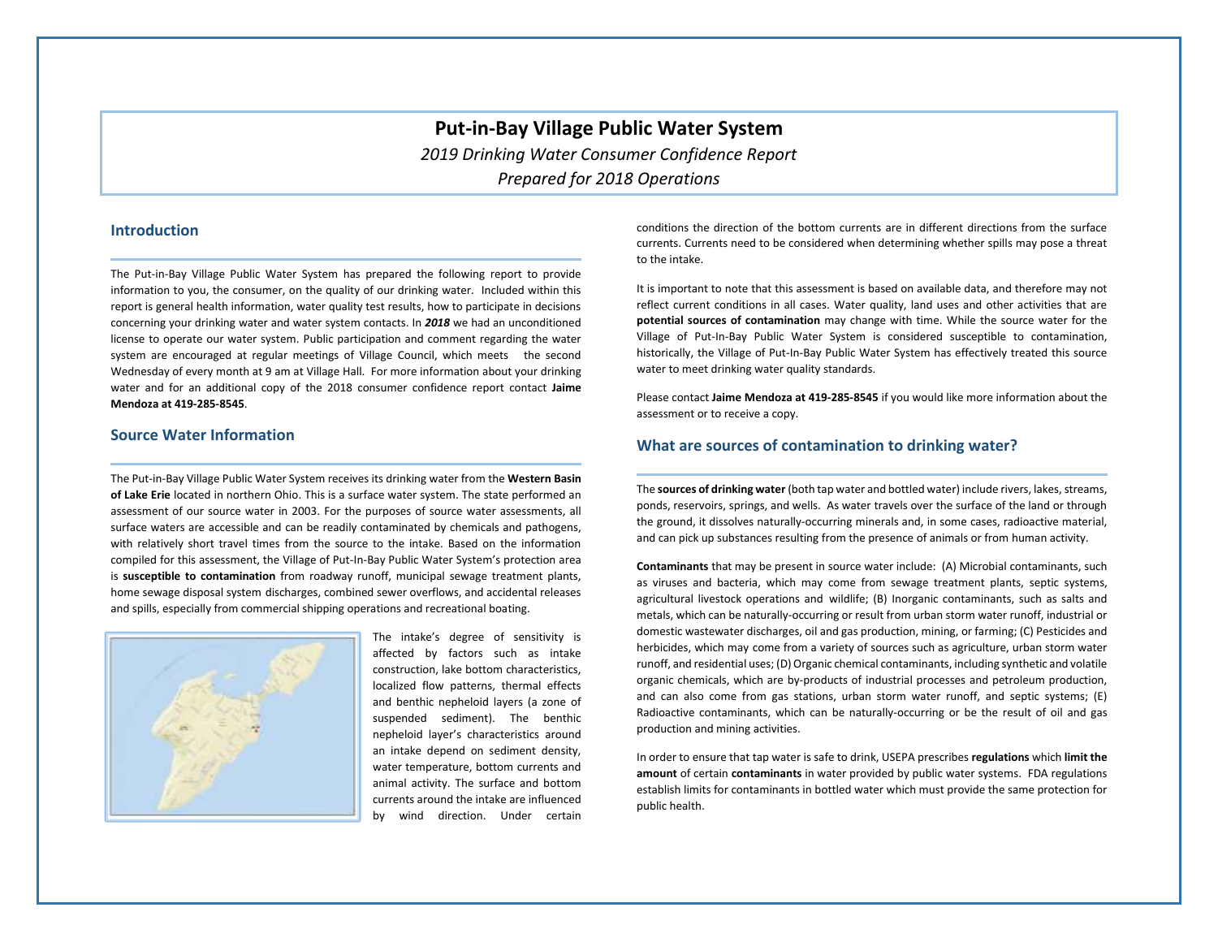# Put-in-Bay Village Public Water System

*2019 Drinking Water Consumer Confidence Report*

*Prepared for 2018 Operations*

## Introduction

The Put-in-Bay Village Public Water System has prepared the following report to provide information to you, the consumer, on the quality of our drinking water. Included within this report is general health information, water quality test results, how to participate in decisions concerning your drinking water and water system contacts. In ***2018*** we had an unconditioned license to operate our water system. Public participation and comment regarding the water system are encouraged at regular meetings of Village Council, which meets the second Wednesday of every month at 9 am at Village Hall. For more information about your drinking water and for an additional copy of the 2018 consumer confidence report contact **Jaime Mendoza at 419-285-8545**.

## Source Water Information

The Put-in-Bay Village Public Water System receives its drinking water from the **Western Basin of Lake Erie** located in northern Ohio. This is a surface water system. The state performed an assessment of our source water in 2003. For the purposes of source water assessments, all surface waters are accessible and can be readily contaminated by chemicals and pathogens, with relatively short travel times from the source to the intake. Based on the information compiled for this assessment, the Village of Put-In-Bay Public Water System's protection area is **susceptible to contamination** from roadway runoff, municipal sewage treatment plants, home sewage disposal system discharges, combined sewer overflows, and accidental releases and spills, especially from commercial shipping operations and recreational boating.

The intake's degree of sensitivity is affected by factors such as intake construction, lake bottom characteristics, localized flow patterns, thermal effects and benthic nepheloid layers (a zone of suspended sediment). The benthic nepheloid layer's characteristics around an intake depend on sediment density, water temperature, bottom currents and animal activity. The surface and bottom currents around the intake are influenced by wind direction. Under certain conditions the direction of the bottom currents are in different directions from the surface currents. Currents need to be considered when determining whether spills may pose a threat to the intake.

It is important to note that this assessment is based on available data, and therefore may not reflect current conditions in all cases. Water quality, land uses and other activities that are **potential sources of contamination** may change with time. While the source water for the Village of Put-In-Bay Public Water System is considered susceptible to contamination, historically, the Village of Put-In-Bay Public Water System has effectively treated this source water to meet drinking water quality standards.

Please contact **Jaime Mendoza at 419-285-8545** if you would like more information about the assessment or to receive a copy.

## What are sources of contamination to drinking water?

The **sources of drinking water** (both tap water and bottled water) include rivers, lakes, streams, ponds, reservoirs, springs, and wells. As water travels over the surface of the land or through the ground, it dissolves naturally-occurring minerals and, in some cases, radioactive material, and can pick up substances resulting from the presence of animals or from human activity.

**Contaminants** that may be present in source water include: (A) Microbial contaminants, such as viruses and bacteria, which may come from sewage treatment plants, septic systems, agricultural livestock operations and wildlife; (B) Inorganic contaminants, such as salts and metals, which can be naturally-occurring or result from urban storm water runoff, industrial or domestic wastewater discharges, oil and gas production, mining, or farming; (C) Pesticides and herbicides, which may come from a variety of sources such as agriculture, urban storm water runoff, and residential uses; (D) Organic chemical contaminants, including synthetic and volatile organic chemicals, which are by-products of industrial processes and petroleum production, and can also come from gas stations, urban storm water runoff, and septic systems; (E) Radioactive contaminants, which can be naturally-occurring or be the result of oil and gas production and mining activities.

In order to ensure that tap water is safe to drink, USEPA prescribes **regulations** which **limit the amount** of certain **contaminants** in water provided by public water systems. FDA regulations establish limits for contaminants in bottled water which must provide the same protection for public health.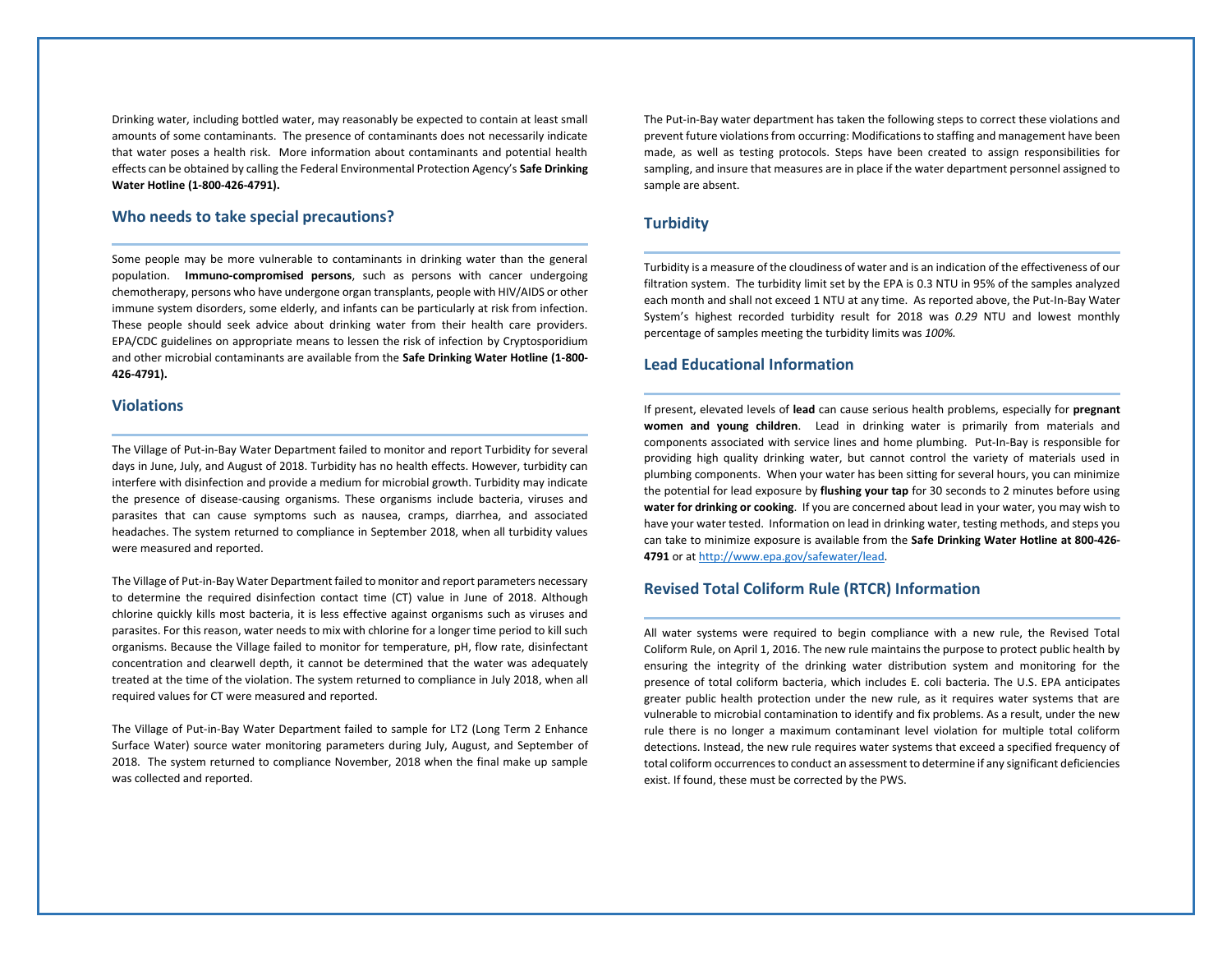Drinking water, including bottled water, may reasonably be expected to contain at least small amounts of some contaminants. The presence of contaminants does not necessarily indicate that water poses a health risk. More information about contaminants and potential health effects can be obtained by calling the Federal Environmental Protection Agency's **Safe Drinking Water Hotline (1-800-426-4791).**

## Who needs to take special precautions?

Some people may be more vulnerable to contaminants in drinking water than the general population. **Immuno-compromised persons**, such as persons with cancer undergoing chemotherapy, persons who have undergone organ transplants, people with HIV/AIDS or other immune system disorders, some elderly, and infants can be particularly at risk from infection. These people should seek advice about drinking water from their health care providers. EPA/CDC guidelines on appropriate means to lessen the risk of infection by Cryptosporidium and other microbial contaminants are available from the **Safe Drinking Water Hotline (1-800-426-4791).**

## Violations

The Village of Put-in-Bay Water Department failed to monitor and report Turbidity for several days in June, July, and August of 2018. Turbidity has no health effects. However, turbidity can interfere with disinfection and provide a medium for microbial growth. Turbidity may indicate the presence of disease-causing organisms. These organisms include bacteria, viruses and parasites that can cause symptoms such as nausea, cramps, diarrhea, and associated headaches. The system returned to compliance in September 2018, when all turbidity values were measured and reported.

The Village of Put-in-Bay Water Department failed to monitor and report parameters necessary to determine the required disinfection contact time (CT) value in June of 2018. Although chlorine quickly kills most bacteria, it is less effective against organisms such as viruses and parasites. For this reason, water needs to mix with chlorine for a longer time period to kill such organisms. Because the Village failed to monitor for temperature, pH, flow rate, disinfectant concentration and clearwell depth, it cannot be determined that the water was adequately treated at the time of the violation. The system returned to compliance in July 2018, when all required values for CT were measured and reported.

The Village of Put-in-Bay Water Department failed to sample for LT2 (Long Term 2 Enhance Surface Water) source water monitoring parameters during July, August, and September of 2018. The system returned to compliance November, 2018 when the final make up sample was collected and reported.

The Put-in-Bay water department has taken the following steps to correct these violations and prevent future violations from occurring: Modifications to staffing and management have been made, as well as testing protocols. Steps have been created to assign responsibilities for sampling, and insure that measures are in place if the water department personnel assigned to sample are absent.

## Turbidity

Turbidity is a measure of the cloudiness of water and is an indication of the effectiveness of our filtration system. The turbidity limit set by the EPA is 0.3 NTU in 95% of the samples analyzed each month and shall not exceed 1 NTU at any time. As reported above, the Put-In-Bay Water System's highest recorded turbidity result for 2018 was *0.29* NTU and lowest monthly percentage of samples meeting the turbidity limits was *100%.*

## Lead Educational Information

If present, elevated levels of **lead** can cause serious health problems, especially for **pregnant women and young children**. Lead in drinking water is primarily from materials and components associated with service lines and home plumbing. Put-In-Bay is responsible for providing high quality drinking water, but cannot control the variety of materials used in plumbing components. When your water has been sitting for several hours, you can minimize the potential for lead exposure by **flushing your tap** for 30 seconds to 2 minutes before using **water for drinking or cooking**. If you are concerned about lead in your water, you may wish to have your water tested. Information on lead in drinking water, testing methods, and steps you can take to minimize exposure is available from the **Safe Drinking Water Hotline at 800-426-4791** or at [http://www.epa.gov/safewater/lead](http://www.epa.gov/safewater/lead).

## Revised Total Coliform Rule (RTCR) Information

All water systems were required to begin compliance with a new rule, the Revised Total Coliform Rule, on April 1, 2016. The new rule maintains the purpose to protect public health by ensuring the integrity of the drinking water distribution system and monitoring for the presence of total coliform bacteria, which includes E. coli bacteria. The U.S. EPA anticipates greater public health protection under the new rule, as it requires water systems that are vulnerable to microbial contamination to identify and fix problems. As a result, under the new rule there is no longer a maximum contaminant level violation for multiple total coliform detections. Instead, the new rule requires water systems that exceed a specified frequency of total coliform occurrences to conduct an assessment to determine if any significant deficiencies exist. If found, these must be corrected by the PWS.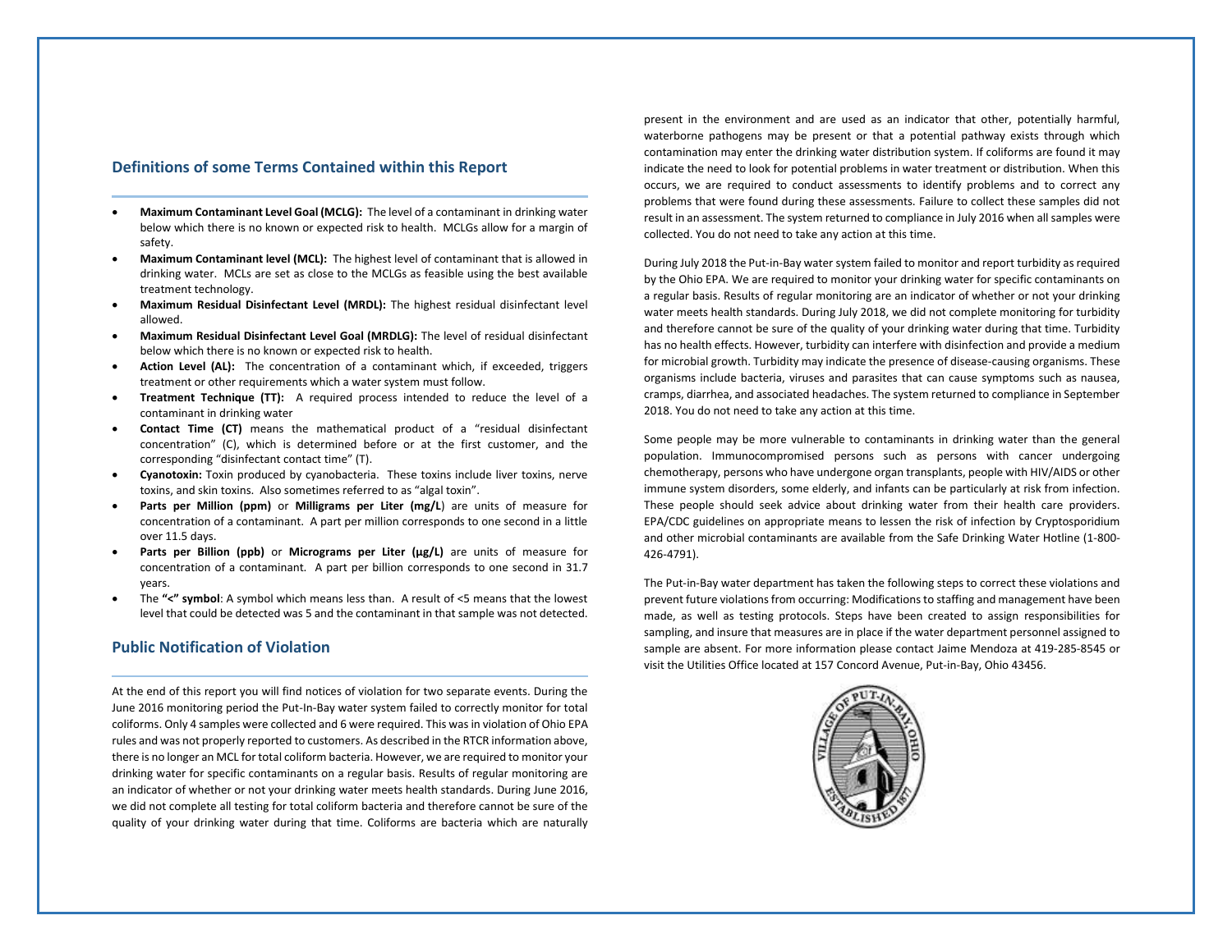## Definitions of some Terms Contained within this Report

- **Maximum Contaminant Level Goal (MCLG):** The level of a contaminant in drinking water below which there is no known or expected risk to health. MCLGs allow for a margin of safety.
- **Maximum Contaminant level (MCL):** The highest level of contaminant that is allowed in drinking water. MCLs are set as close to the MCLGs as feasible using the best available treatment technology.
- **Maximum Residual Disinfectant Level (MRDL):** The highest residual disinfectant level allowed.
- **Maximum Residual Disinfectant Level Goal (MRDLG):** The level of residual disinfectant below which there is no known or expected risk to health.
- **Action Level (AL):** The concentration of a contaminant which, if exceeded, triggers treatment or other requirements which a water system must follow.
- **Treatment Technique (TT):** A required process intended to reduce the level of a contaminant in drinking water
- **Contact Time (CT)** means the mathematical product of a "residual disinfectant concentration" (C), which is determined before or at the first customer, and the corresponding "disinfectant contact time" (T).
- **Cyanotoxin:** Toxin produced by cyanobacteria. These toxins include liver toxins, nerve toxins, and skin toxins. Also sometimes referred to as "algal toxin".
- **Parts per Million (ppm)** or **Milligrams per Liter (mg/L**) are units of measure for concentration of a contaminant. A part per million corresponds to one second in a little over 11.5 days.
- **Parts per Billion (ppb)** or **Micrograms per Liter (µg/L)** are units of measure for concentration of a contaminant. A part per billion corresponds to one second in 31.7 years.
- The **"<" symbol**: A symbol which means less than. A result of <5 means that the lowest level that could be detected was 5 and the contaminant in that sample was not detected.

## Public Notification of Violation

At the end of this report you will find notices of violation for two separate events. During the June 2016 monitoring period the Put-In-Bay water system failed to correctly monitor for total coliforms. Only 4 samples were collected and 6 were required. This was in violation of Ohio EPA rules and was not properly reported to customers. As described in the RTCR information above, there is no longer an MCL for total coliform bacteria. However, we are required to monitor your drinking water for specific contaminants on a regular basis. Results of regular monitoring are an indicator of whether or not your drinking water meets health standards. During June 2016, we did not complete all testing for total coliform bacteria and therefore cannot be sure of the quality of your drinking water during that time. Coliforms are bacteria which are naturally present in the environment and are used as an indicator that other, potentially harmful, waterborne pathogens may be present or that a potential pathway exists through which contamination may enter the drinking water distribution system. If coliforms are found it may indicate the need to look for potential problems in water treatment or distribution. When this occurs, we are required to conduct assessments to identify problems and to correct any problems that were found during these assessments. Failure to collect these samples did not result in an assessment. The system returned to compliance in July 2016 when all samples were collected. You do not need to take any action at this time.

During July 2018 the Put-in-Bay water system failed to monitor and report turbidity as required by the Ohio EPA. We are required to monitor your drinking water for specific contaminants on a regular basis. Results of regular monitoring are an indicator of whether or not your drinking water meets health standards. During July 2018, we did not complete monitoring for turbidity and therefore cannot be sure of the quality of your drinking water during that time. Turbidity has no health effects. However, turbidity can interfere with disinfection and provide a medium for microbial growth. Turbidity may indicate the presence of disease-causing organisms. These organisms include bacteria, viruses and parasites that can cause symptoms such as nausea, cramps, diarrhea, and associated headaches. The system returned to compliance in September 2018. You do not need to take any action at this time.

Some people may be more vulnerable to contaminants in drinking water than the general population. Immunocompromised persons such as persons with cancer undergoing chemotherapy, persons who have undergone organ transplants, people with HIV/AIDS or other immune system disorders, some elderly, and infants can be particularly at risk from infection. These people should seek advice about drinking water from their health care providers. EPA/CDC guidelines on appropriate means to lessen the risk of infection by Cryptosporidium and other microbial contaminants are available from the Safe Drinking Water Hotline (1-800-426-4791).

The Put-in-Bay water department has taken the following steps to correct these violations and prevent future violations from occurring: Modifications to staffing and management have been made, as well as testing protocols. Steps have been created to assign responsibilities for sampling, and insure that measures are in place if the water department personnel assigned to sample are absent. For more information please contact Jaime Mendoza at 419-285-8545 or visit the Utilities Office located at 157 Concord Avenue, Put-in-Bay, Ohio 43456.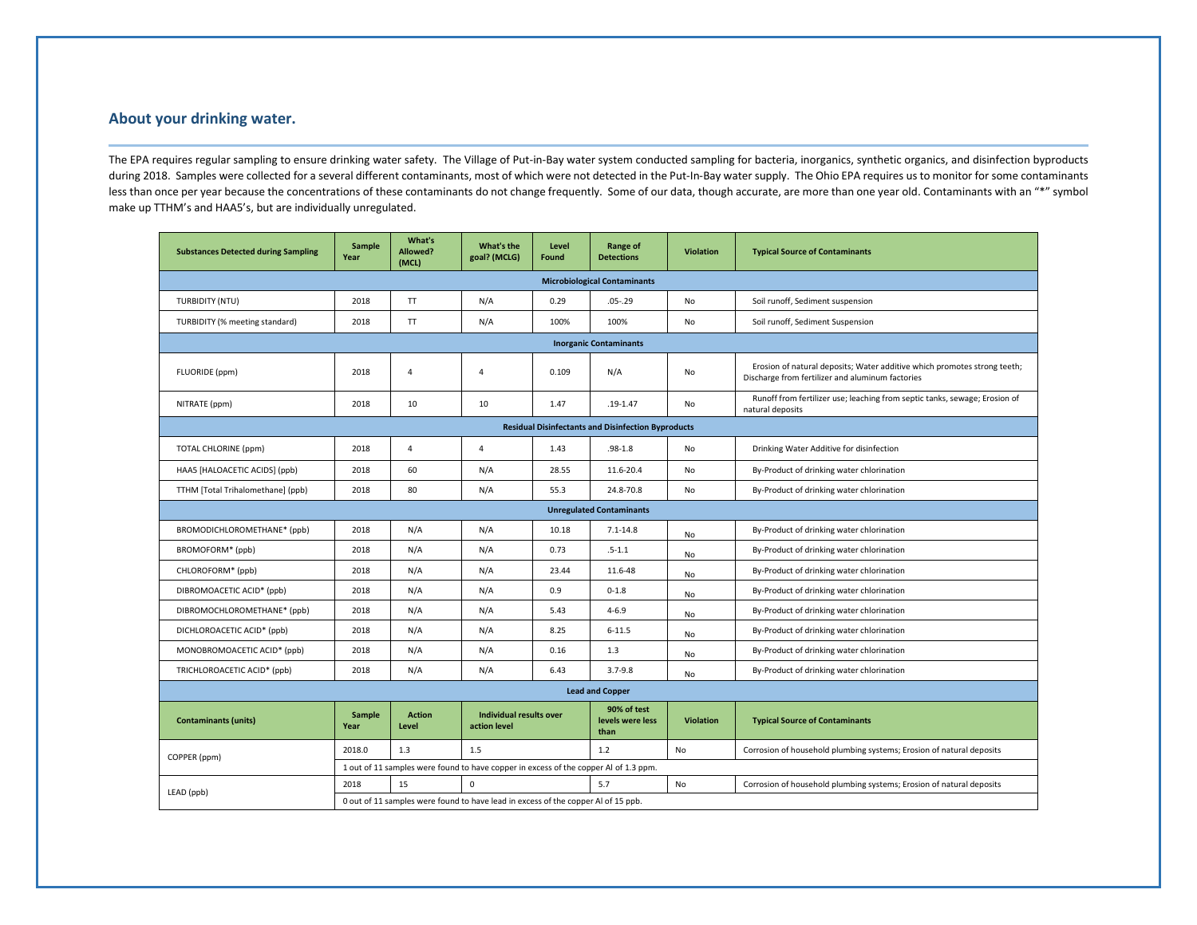## About your drinking water.

The EPA requires regular sampling to ensure drinking water safety. The Village of Put-in-Bay water system conducted sampling for bacteria, inorganics, synthetic organics, and disinfection byproducts during 2018. Samples were collected for a several different contaminants, most of which were not detected in the Put-In-Bay water supply. The Ohio EPA requires us to monitor for some contaminants less than once per year because the concentrations of these contaminants do not change frequently. Some of our data, though accurate, are more than one year old. Contaminants with an "*" symbol make up TTHM's and HAA5's, but are individually unregulated.

| Substances Detected during Sampling | Sample Year | What's Allowed? (MCL) | What's the goal? (MCLG) | Level Found | Range of Detections | Violation | Typical Source of Contaminants |
|---|---|---|---|---|---|---|---|
| **Microbiological Contaminants** | | | | | | | |
| TURBIDITY (NTU) | 2018 | TT | N/A | 0.29 | .05-.29 | No | Soil runoff, Sediment suspension |
| TURBIDITY (% meeting standard) | 2018 | TT | N/A | 100% | 100% | No | Soil runoff, Sediment Suspension |
| **Inorganic Contaminants** | | | | | | | |
| FLUORIDE (ppm) | 2018 | 4 | 4 | 0.109 | N/A | No | Erosion of natural deposits; Water additive which promotes strong teeth; Discharge from fertilizer and aluminum factories |
| NITRATE (ppm) | 2018 | 10 | 10 | 1.47 | .19-1.47 | No | Runoff from fertilizer use; leaching from septic tanks, sewage; Erosion of natural deposits |
| **Residual Disinfectants and Disinfection Byproducts** | | | | | | | |
| TOTAL CHLORINE (ppm) | 2018 | 4 | 4 | 1.43 | .98-1.8 | No | Drinking Water Additive for disinfection |
| HAA5 [HALOACETIC ACIDS] (ppb) | 2018 | 60 | N/A | 28.55 | 11.6-20.4 | No | By-Product of drinking water chlorination |
| TTHM [Total Trihalomethane] (ppb) | 2018 | 80 | N/A | 55.3 | 24.8-70.8 | No | By-Product of drinking water chlorination |
| **Unregulated Contaminants** | | | | | | | |
| BROMODICHLOROMETHANE* (ppb) | 2018 | N/A | N/A | 10.18 | 7.1-14.8 | No | By-Product of drinking water chlorination |
| BROMOFORM* (ppb) | 2018 | N/A | N/A | 0.73 | .5-1.1 | No | By-Product of drinking water chlorination |
| CHLOROFORM* (ppb) | 2018 | N/A | N/A | 23.44 | 11.6-48 | No | By-Product of drinking water chlorination |
| DIBROMOACETIC ACID* (ppb) | 2018 | N/A | N/A | 0.9 | 0-1.8 | No | By-Product of drinking water chlorination |
| DIBROMOCHLOROMETHANE* (ppb) | 2018 | N/A | N/A | 5.43 | 4-6.9 | No | By-Product of drinking water chlorination |
| DICHLOROACETIC ACID* (ppb) | 2018 | N/A | N/A | 8.25 | 6-11.5 | No | By-Product of drinking water chlorination |
| MONOBROMOACETIC ACID* (ppb) | 2018 | N/A | N/A | 0.16 | 1.3 | No | By-Product of drinking water chlorination |
| TRICHLOROACETIC ACID* (ppb) | 2018 | N/A | N/A | 6.43 | 3.7-9.8 | No | By-Product of drinking water chlorination |

**Lead and Copper**

| Contaminants (units) | Sample Year | Action Level | Individual results over action level | 90% of test levels were less than | Violation | Typical Source of Contaminants |
|---|---|---|---|---|---|---|
| COPPER (ppm) | 2018.0 | 1.3 | 1.5 | 1.2 | No | Corrosion of household plumbing systems; Erosion of natural deposits |
| | 1 out of 11 samples were found to have copper in excess of the copper Al of 1.3 ppm. | | | | | |
| LEAD (ppb) | 2018 | 15 | 0 | 5.7 | No | Corrosion of household plumbing systems; Erosion of natural deposits |
| | 0 out of 11 samples were found to have lead in excess of the copper Al of 15 ppb. | | | | | |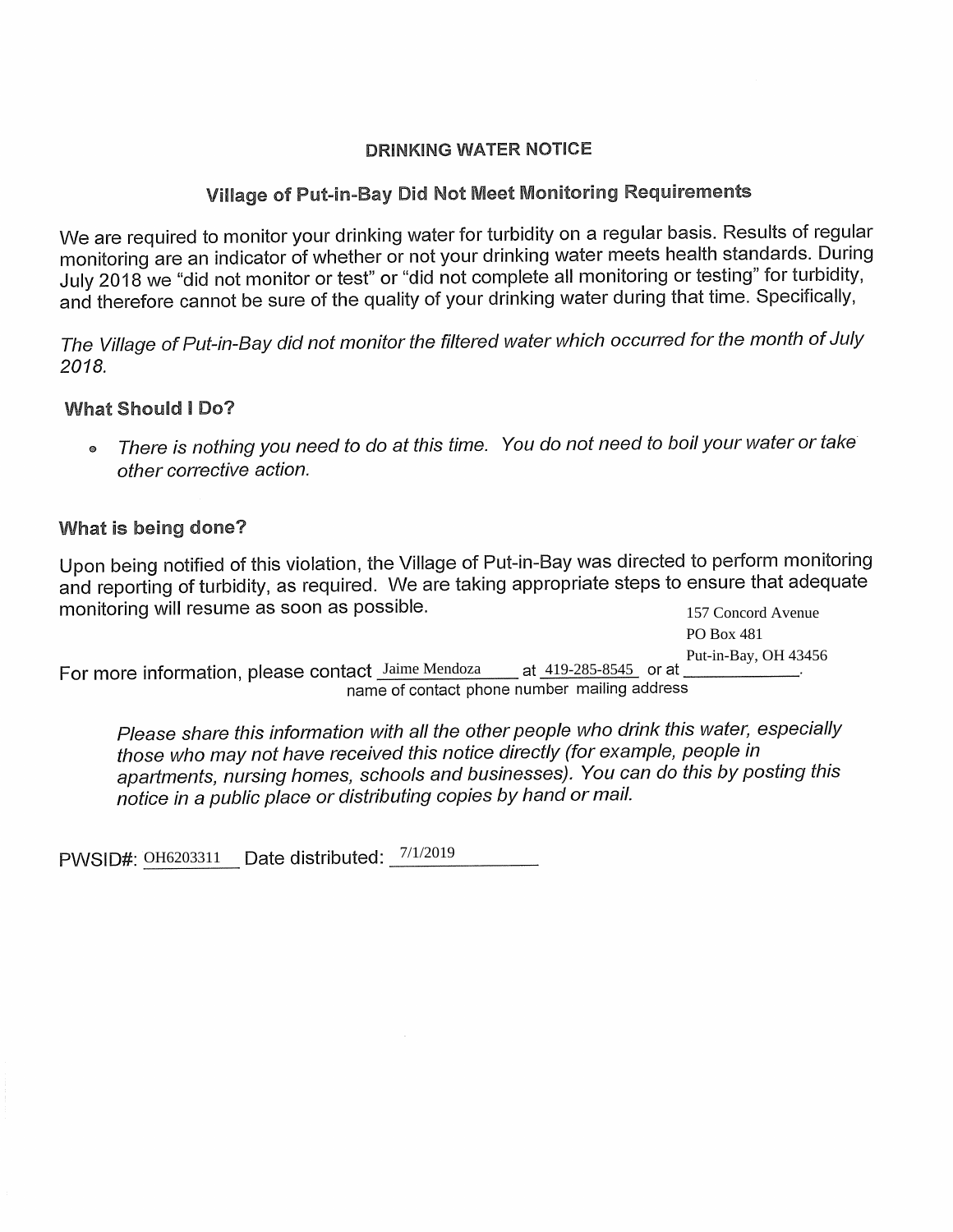# DRINKING WATER NOTICE

## Village of Put-in-Bay Did Not Meet Monitoring Requirements

We are required to monitor your drinking water for turbidity on a regular basis. Results of regular monitoring are an indicator of whether or not your drinking water meets health standards. During July 2018 we "did not monitor or test" or "did not complete all monitoring or testing" for turbidity, and therefore cannot be sure of the quality of your drinking water during that time. Specifically,

*The Village of Put-in-Bay did not monitor the filtered water which occurred for the month of July 2018.*

### What Should I Do?

- *There is nothing you need to do at this time. You do not need to boil your water or take other corrective action.*

### What is being done?

Upon being notified of this violation, the Village of Put-in-Bay was directed to perform monitoring and reporting of turbidity, as required. We are taking appropriate steps to ensure that adequate monitoring will resume as soon as possible.

For more information, please contact Jaime Mendoza (name of contact) at 419-285-8545 (phone number) or at 157 Concord Avenue, PO Box 481, Put-in-Bay, OH 43456 (mailing address).

*Please share this information with all the other people who drink this water, especially those who may not have received this notice directly (for example, people in apartments, nursing homes, schools and businesses). You can do this by posting this notice in a public place or distributing copies by hand or mail.*

PWSID#: OH6203311 Date distributed: 7/1/2019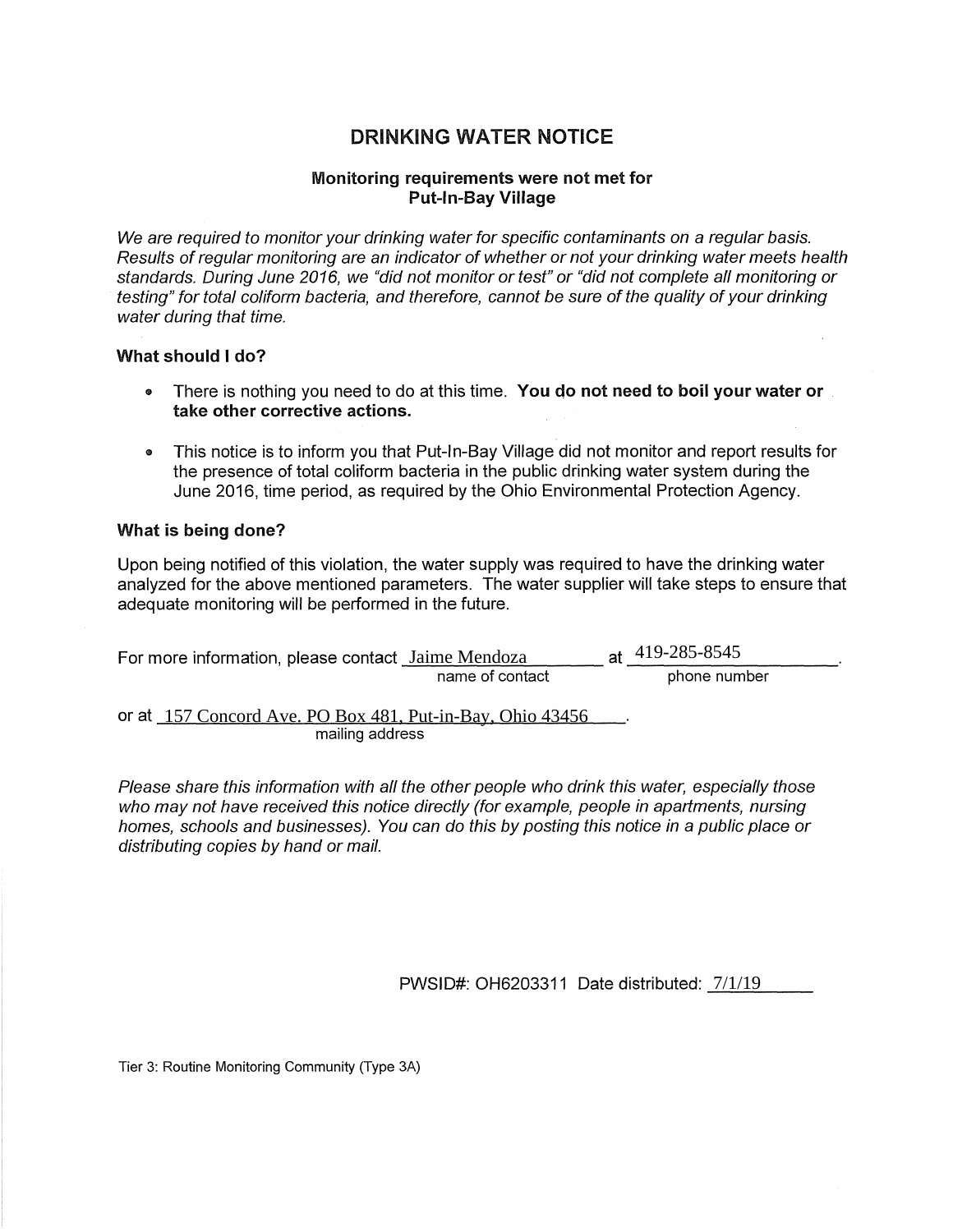# DRINKING WATER NOTICE

**Monitoring requirements were not met for Put-In-Bay Village**

*We are required to monitor your drinking water for specific contaminants on a regular basis. Results of regular monitoring are an indicator of whether or not your drinking water meets health standards. During June 2016, we "did not monitor or test" or "did not complete all monitoring or testing" for total coliform bacteria, and therefore, cannot be sure of the quality of your drinking water during that time.*

### What should I do?

- There is nothing you need to do at this time. **You do not need to boil your water or take other corrective actions.**
- This notice is to inform you that Put-In-Bay Village did not monitor and report results for the presence of total coliform bacteria in the public drinking water system during the June 2016, time period, as required by the Ohio Environmental Protection Agency.

### What is being done?

Upon being notified of this violation, the water supply was required to have the drinking water analyzed for the above mentioned parameters. The water supplier will take steps to ensure that adequate monitoring will be performed in the future.

For more information, please contact Jaime Mendoza (name of contact) at 419-285-8545 (phone number).

or at 157 Concord Ave. PO Box 481, Put-in-Bay, Ohio 43456 (mailing address).

*Please share this information with all the other people who drink this water, especially those who may not have received this notice directly (for example, people in apartments, nursing homes, schools and businesses). You can do this by posting this notice in a public place or distributing copies by hand or mail.*

PWSID#: OH6203311 Date distributed: 7/1/19

Tier 3: Routine Monitoring Community (Type 3A)